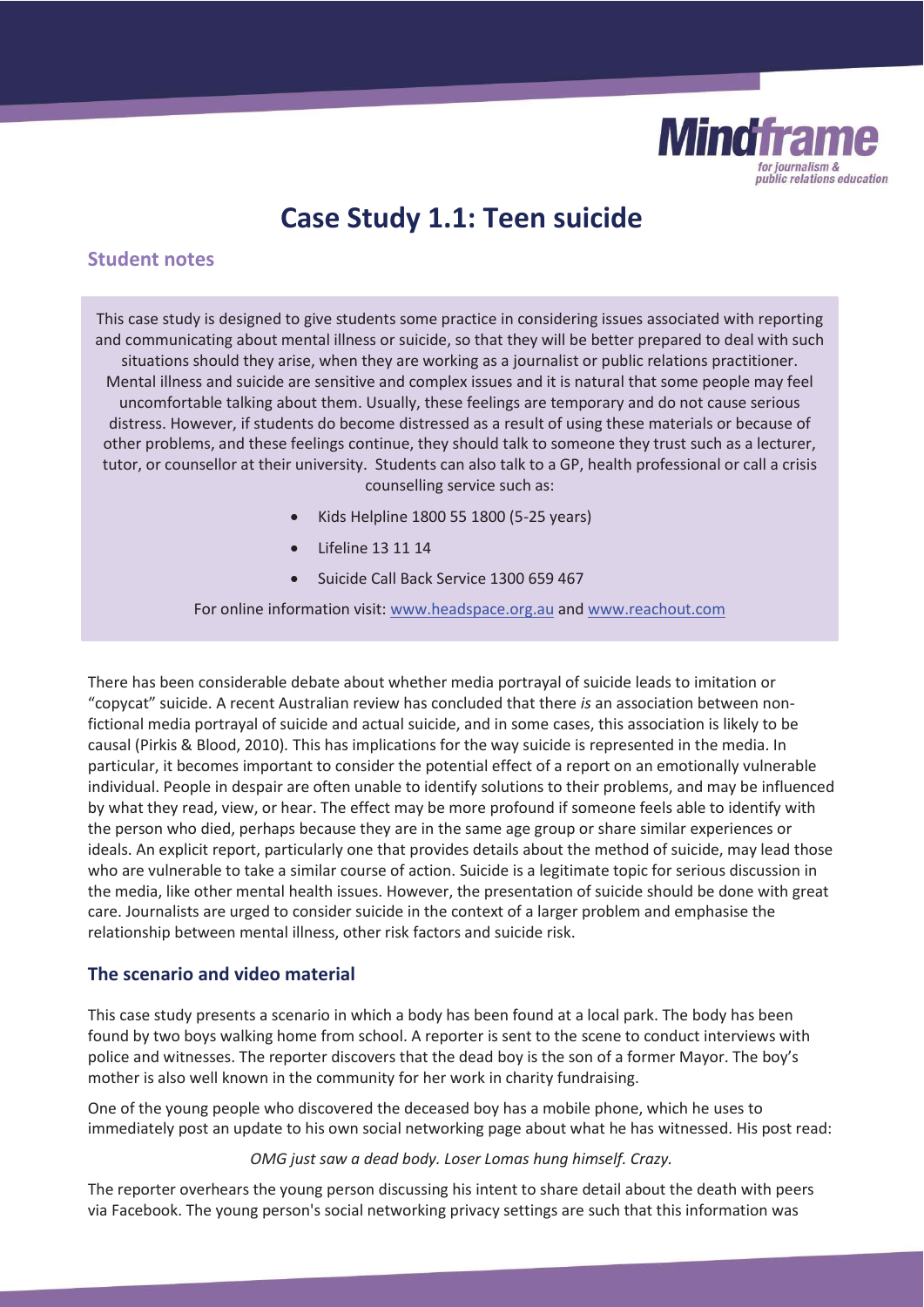# Case Study 1.1: Teen suicide

## Student notes

This case study is designed to give students some practice in considering issues associated with reporting and communicating about mental illness or suicide, so that they will be better prepared to deal with such situations should they arise, when they are working as a journalist or public relations practitioner. Mental illness and suicide are sensitive and complex issues and it is natural that some people may feel uncomfortable talking about them. Usually, these feelings are temporary and do not cause serious distress. However, if students do become distressed as a result of using these materials or because of other problems, and these feelings continue, they should talk to someone they trust such as a lecturer, tutor, or counsellor at their university. Students can also talk to a GP, health professional or call a crisis counselling service such as:

- Kids Helpline 1800 55 1800 (5-25 years)
- Lifeline 13 11 14
- Suicide Call Back Service 1300 659 467

For online information visit: [www.headspace.org.au](www.headspace.org.au) and [www.reachout.com](www.reachout.com)

There has been considerable debate about whether media portrayal of suicide leads to imitation or "copycat" suicide. A recent Australian review has concluded that there *is* an association between non-fictional media portrayal of suicide and actual suicide, and in some cases, this association is likely to be causal (Pirkis & Blood, 2010). This has implications for the way suicide is represented in the media. In particular, it becomes important to consider the potential effect of a report on an emotionally vulnerable individual. People in despair are often unable to identify solutions to their problems, and may be influenced by what they read, view, or hear. The effect may be more profound if someone feels able to identify with the person who died, perhaps because they are in the same age group or share similar experiences or ideals. An explicit report, particularly one that provides details about the method of suicide, may lead those who are vulnerable to take a similar course of action. Suicide is a legitimate topic for serious discussion in the media, like other mental health issues. However, the presentation of suicide should be done with great care. Journalists are urged to consider suicide in the context of a larger problem and emphasise the relationship between mental illness, other risk factors and suicide risk.

### The scenario and video material

This case study presents a scenario in which a body has been found at a local park. The body has been found by two boys walking home from school. A reporter is sent to the scene to conduct interviews with police and witnesses. The reporter discovers that the dead boy is the son of a former Mayor. The boy's mother is also well known in the community for her work in charity fundraising.

One of the young people who discovered the deceased boy has a mobile phone, which he uses to immediately post an update to his own social networking page about what he has witnessed. His post read:

*OMG just saw a dead body. Loser Lomas hung himself. Crazy.*

The reporter overhears the young person discussing his intent to share detail about the death with peers via Facebook. The young person's social networking privacy settings are such that this information was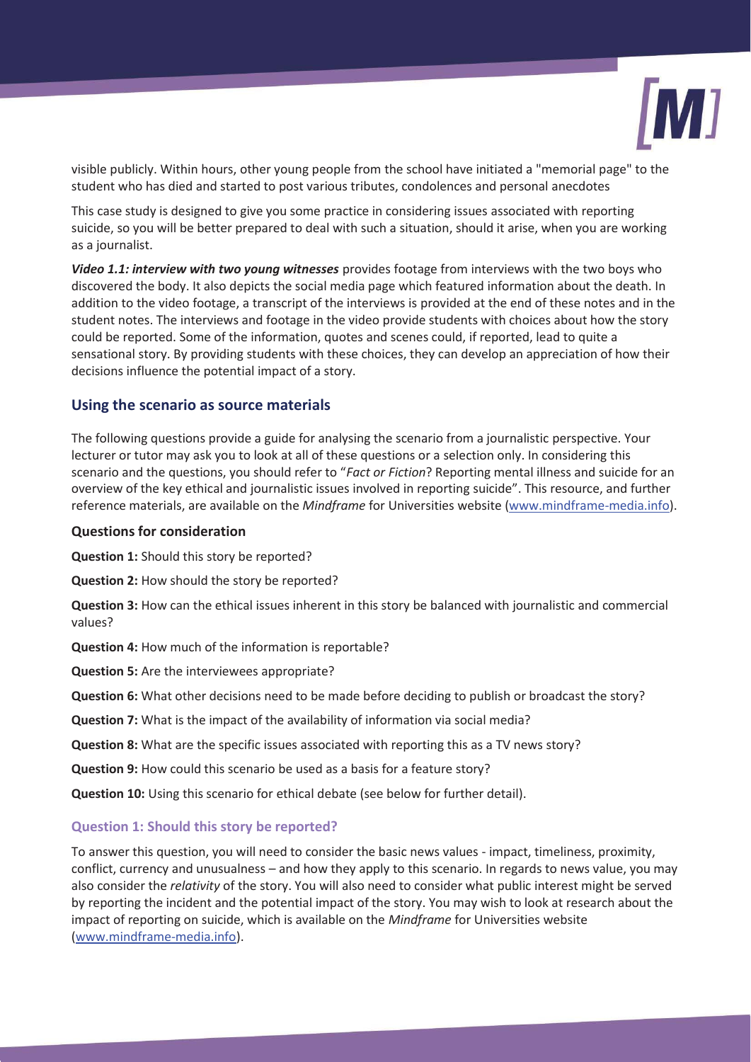visible publicly. Within hours, other young people from the school have initiated a "memorial page" to the student who has died and started to post various tributes, condolences and personal anecdotes

This case study is designed to give you some practice in considering issues associated with reporting suicide, so you will be better prepared to deal with such a situation, should it arise, when you are working as a journalist.

***Video 1.1: interview with two young witnesses*** provides footage from interviews with the two boys who discovered the body. It also depicts the social media page which featured information about the death. In addition to the video footage, a transcript of the interviews is provided at the end of these notes and in the student notes. The interviews and footage in the video provide students with choices about how the story could be reported. Some of the information, quotes and scenes could, if reported, lead to quite a sensational story. By providing students with these choices, they can develop an appreciation of how their decisions influence the potential impact of a story.

## Using the scenario as source materials

The following questions provide a guide for analysing the scenario from a journalistic perspective. Your lecturer or tutor may ask you to look at all of these questions or a selection only. In considering this scenario and the questions, you should refer to "*Fact or Fiction*? Reporting mental illness and suicide for an overview of the key ethical and journalistic issues involved in reporting suicide". This resource, and further reference materials, are available on the *Mindframe* for Universities website (www.mindframe-media.info).

### Questions for consideration

**Question 1:** Should this story be reported?

**Question 2:** How should the story be reported?

**Question 3:** How can the ethical issues inherent in this story be balanced with journalistic and commercial values?

**Question 4:** How much of the information is reportable?

**Question 5:** Are the interviewees appropriate?

**Question 6:** What other decisions need to be made before deciding to publish or broadcast the story?

**Question 7:** What is the impact of the availability of information via social media?

**Question 8:** What are the specific issues associated with reporting this as a TV news story?

**Question 9:** How could this scenario be used as a basis for a feature story?

**Question 10:** Using this scenario for ethical debate (see below for further detail).

### Question 1: Should this story be reported?

To answer this question, you will need to consider the basic news values - impact, timeliness, proximity, conflict, currency and unusualness – and how they apply to this scenario. In regards to news value, you may also consider the *relativity* of the story. You will also need to consider what public interest might be served by reporting the incident and the potential impact of the story. You may wish to look at research about the impact of reporting on suicide, which is available on the *Mindframe* for Universities website (www.mindframe-media.info).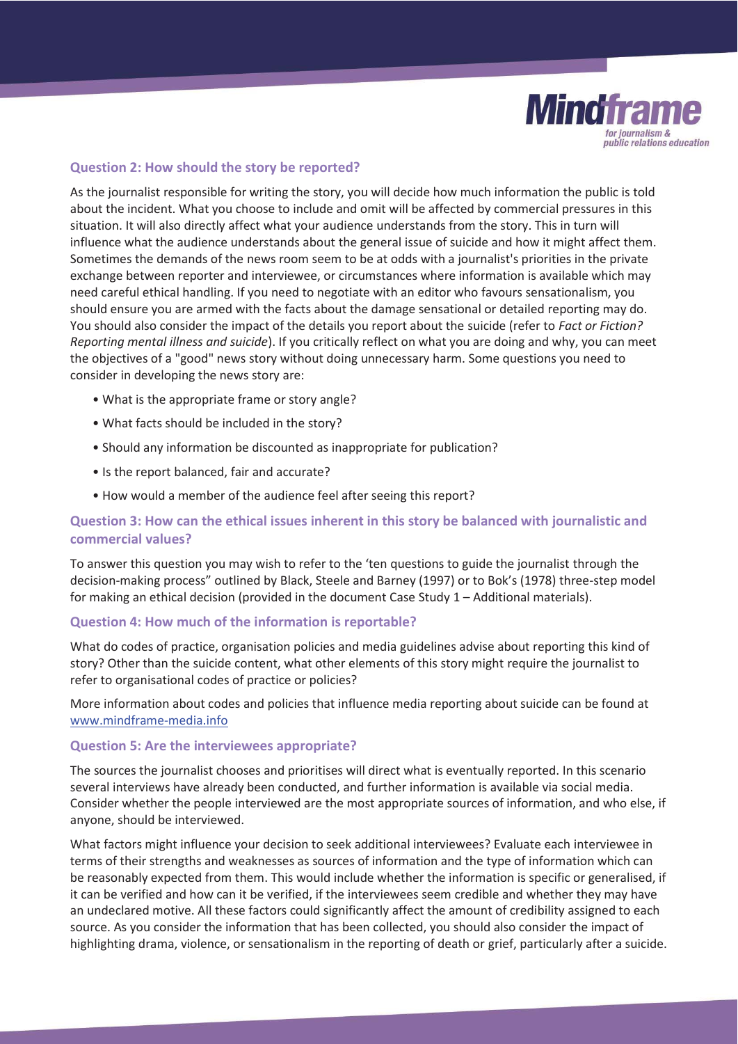### Question 2: How should the story be reported?

As the journalist responsible for writing the story, you will decide how much information the public is told about the incident. What you choose to include and omit will be affected by commercial pressures in this situation. It will also directly affect what your audience understands from the story. This in turn will influence what the audience understands about the general issue of suicide and how it might affect them. Sometimes the demands of the news room seem to be at odds with a journalist's priorities in the private exchange between reporter and interviewee, or circumstances where information is available which may need careful ethical handling. If you need to negotiate with an editor who favours sensationalism, you should ensure you are armed with the facts about the damage sensational or detailed reporting may do. You should also consider the impact of the details you report about the suicide (refer to *Fact or Fiction? Reporting mental illness and suicide*). If you critically reflect on what you are doing and why, you can meet the objectives of a "good" news story without doing unnecessary harm. Some questions you need to consider in developing the news story are:

- What is the appropriate frame or story angle?
- What facts should be included in the story?
- Should any information be discounted as inappropriate for publication?
- Is the report balanced, fair and accurate?
- How would a member of the audience feel after seeing this report?

### Question 3: How can the ethical issues inherent in this story be balanced with journalistic and commercial values?

To answer this question you may wish to refer to the 'ten questions to guide the journalist through the decision-making process" outlined by Black, Steele and Barney (1997) or to Bok's (1978) three-step model for making an ethical decision (provided in the document Case Study 1 – Additional materials).

### Question 4: How much of the information is reportable?

What do codes of practice, organisation policies and media guidelines advise about reporting this kind of story? Other than the suicide content, what other elements of this story might require the journalist to refer to organisational codes of practice or policies?

More information about codes and policies that influence media reporting about suicide can be found at www.mindframe-media.info

### Question 5: Are the interviewees appropriate?

The sources the journalist chooses and prioritises will direct what is eventually reported. In this scenario several interviews have already been conducted, and further information is available via social media. Consider whether the people interviewed are the most appropriate sources of information, and who else, if anyone, should be interviewed.

What factors might influence your decision to seek additional interviewees? Evaluate each interviewee in terms of their strengths and weaknesses as sources of information and the type of information which can be reasonably expected from them. This would include whether the information is specific or generalised, if it can be verified and how can it be verified, if the interviewees seem credible and whether they may have an undeclared motive. All these factors could significantly affect the amount of credibility assigned to each source. As you consider the information that has been collected, you should also consider the impact of highlighting drama, violence, or sensationalism in the reporting of death or grief, particularly after a suicide.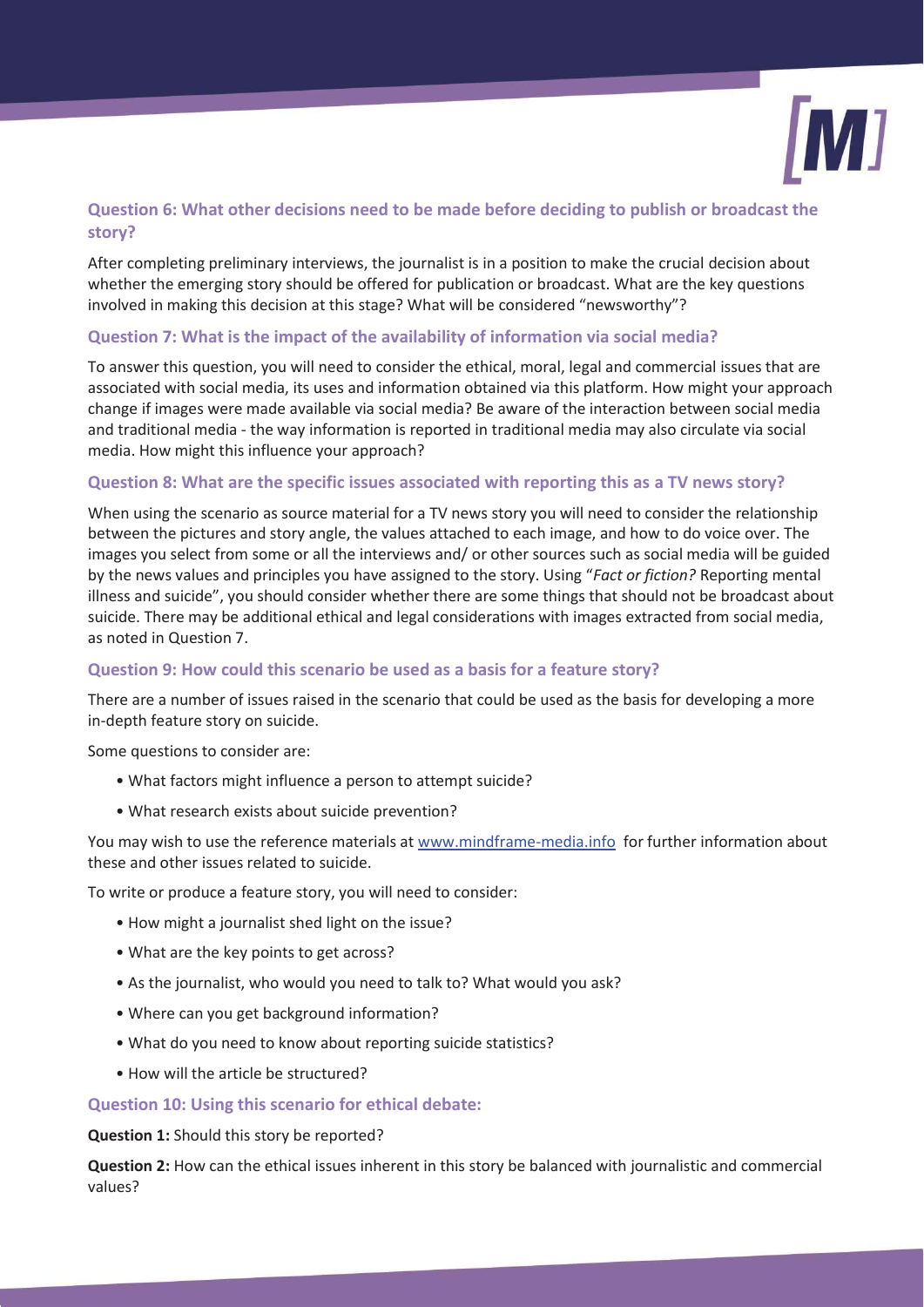## Question 6: What other decisions need to be made before deciding to publish or broadcast the story?

After completing preliminary interviews, the journalist is in a position to make the crucial decision about whether the emerging story should be offered for publication or broadcast. What are the key questions involved in making this decision at this stage? What will be considered "newsworthy"?

## Question 7: What is the impact of the availability of information via social media?

To answer this question, you will need to consider the ethical, moral, legal and commercial issues that are associated with social media, its uses and information obtained via this platform. How might your approach change if images were made available via social media? Be aware of the interaction between social media and traditional media - the way information is reported in traditional media may also circulate via social media. How might this influence your approach?

## Question 8: What are the specific issues associated with reporting this as a TV news story?

When using the scenario as source material for a TV news story you will need to consider the relationship between the pictures and story angle, the values attached to each image, and how to do voice over. The images you select from some or all the interviews and/ or other sources such as social media will be guided by the news values and principles you have assigned to the story. Using "*Fact or fiction?* Reporting mental illness and suicide", you should consider whether there are some things that should not be broadcast about suicide. There may be additional ethical and legal considerations with images extracted from social media, as noted in Question 7.

## Question 9: How could this scenario be used as a basis for a feature story?

There are a number of issues raised in the scenario that could be used as the basis for developing a more in-depth feature story on suicide.

Some questions to consider are:

- What factors might influence a person to attempt suicide?
- What research exists about suicide prevention?

You may wish to use the reference materials at [www.mindframe-media.info](http://www.mindframe-media.info) for further information about these and other issues related to suicide.

To write or produce a feature story, you will need to consider:

- How might a journalist shed light on the issue?
- What are the key points to get across?
- As the journalist, who would you need to talk to? What would you ask?
- Where can you get background information?
- What do you need to know about reporting suicide statistics?
- How will the article be structured?

## Question 10: Using this scenario for ethical debate:

**Question 1:** Should this story be reported?

**Question 2:** How can the ethical issues inherent in this story be balanced with journalistic and commercial values?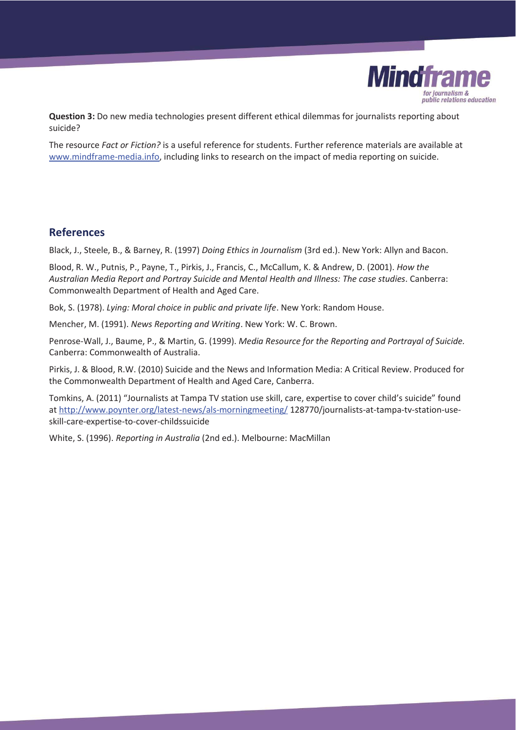**Question 3:** Do new media technologies present different ethical dilemmas for journalists reporting about suicide?

The resource *Fact or Fiction?* is a useful reference for students. Further reference materials are available at [www.mindframe-media.info](http://www.mindframe-media.info), including links to research on the impact of media reporting on suicide.

## References

Black, J., Steele, B., & Barney, R. (1997) *Doing Ethics in Journalism* (3rd ed.). New York: Allyn and Bacon.

Blood, R. W., Putnis, P., Payne, T., Pirkis, J., Francis, C., McCallum, K. & Andrew, D. (2001). *How the Australian Media Report and Portray Suicide and Mental Health and Illness: The case studies*. Canberra: Commonwealth Department of Health and Aged Care.

Bok, S. (1978). *Lying: Moral choice in public and private life*. New York: Random House.

Mencher, M. (1991). *News Reporting and Writing*. New York: W. C. Brown.

Penrose-Wall, J., Baume, P., & Martin, G. (1999). *Media Resource for the Reporting and Portrayal of Suicide.* Canberra: Commonwealth of Australia.

Pirkis, J. & Blood, R.W. (2010) Suicide and the News and Information Media: A Critical Review. Produced for the Commonwealth Department of Health and Aged Care, Canberra.

Tomkins, A. (2011) "Journalists at Tampa TV station use skill, care, expertise to cover child's suicide" found at [http://www.poynter.org/latest-news/als-morningmeeting/](http://www.poynter.org/latest-news/als-morningmeeting/) 128770/journalists-at-tampa-tv-station-use-skill-care-expertise-to-cover-childssuicide

White, S. (1996). *Reporting in Australia* (2nd ed.). Melbourne: MacMillan